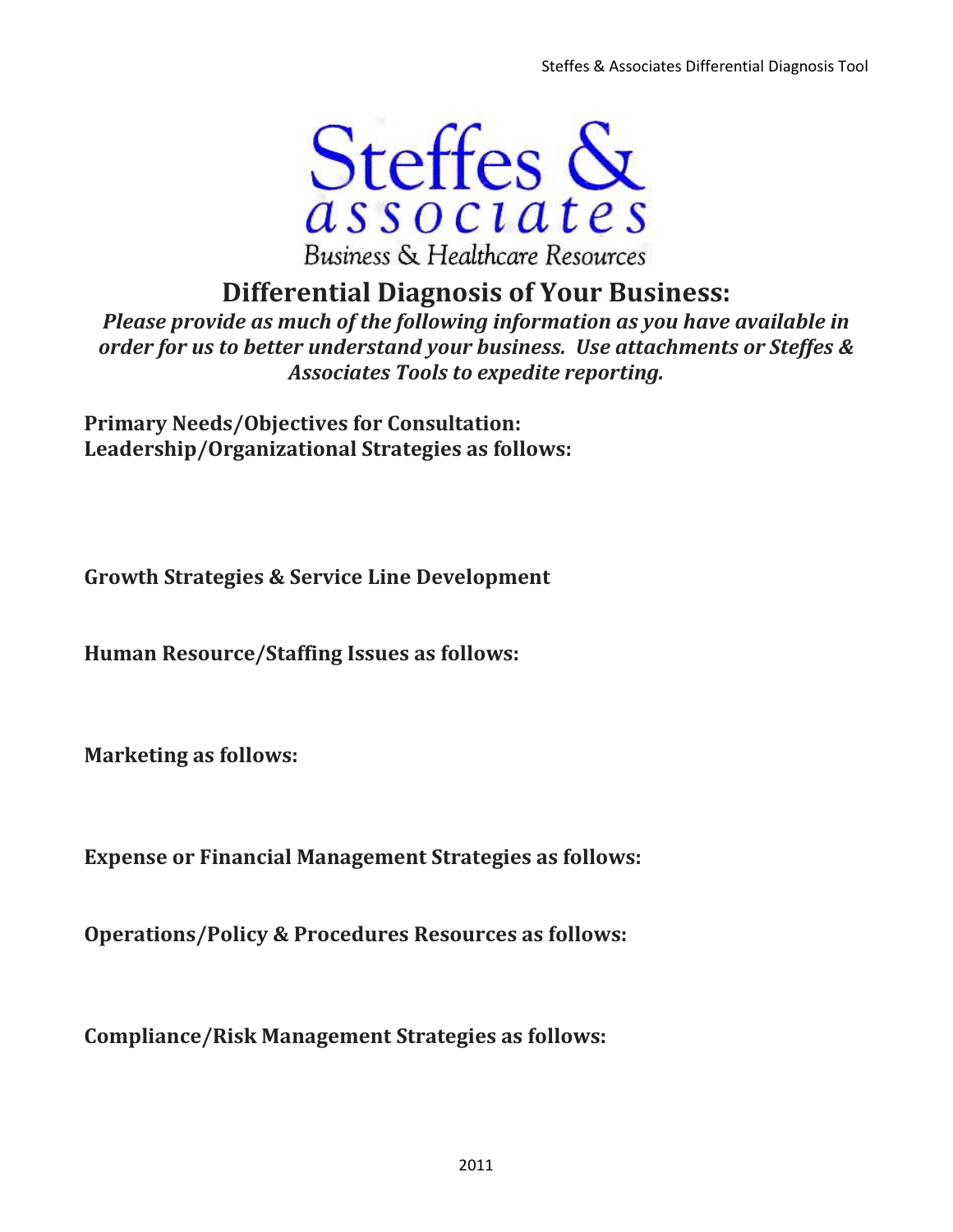Steffes & associates

Business & Healthcare Resources

# Differential Diagnosis of Your Business:

***Please provide as much of the following information as you have available in order for us to better understand your business. Use attachments or Steffes & Associates Tools to expedite reporting.***

**Primary Needs/Objectives for Consultation:**
**Leadership/Organizational Strategies as follows:**

**Growth Strategies & Service Line Development**

**Human Resource/Staffing Issues as follows:**

**Marketing as follows:**

**Expense or Financial Management Strategies as follows:**

**Operations/Policy & Procedures Resources as follows:**

**Compliance/Risk Management Strategies as follows:**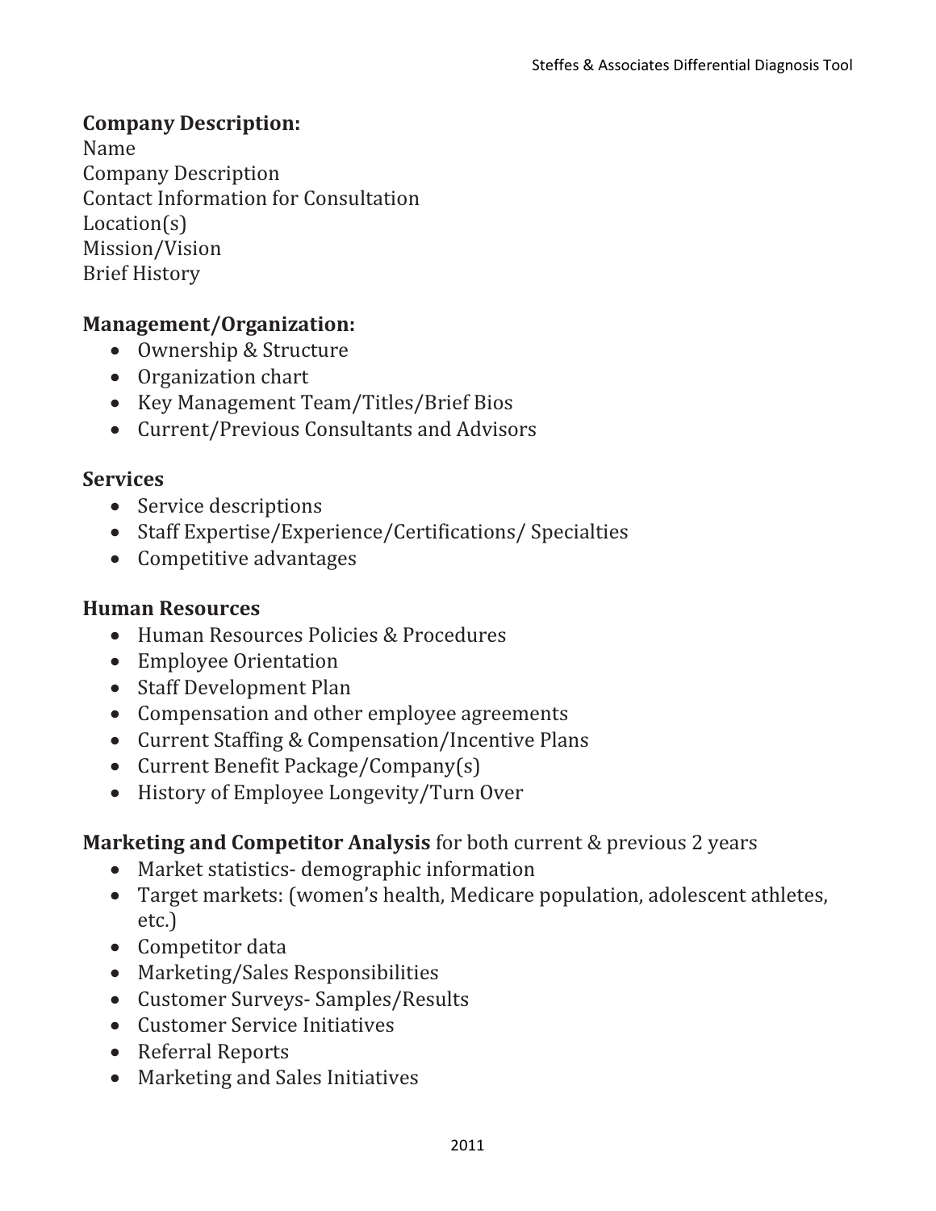## Company Description:

Name
Company Description
Contact Information for Consultation
Location(s)
Mission/Vision
Brief History

## Management/Organization:

- Ownership & Structure
- Organization chart
- Key Management Team/Titles/Brief Bios
- Current/Previous Consultants and Advisors

## Services

- Service descriptions
- Staff Expertise/Experience/Certifications/ Specialties
- Competitive advantages

## Human Resources

- Human Resources Policies & Procedures
- Employee Orientation
- Staff Development Plan
- Compensation and other employee agreements
- Current Staffing & Compensation/Incentive Plans
- Current Benefit Package/Company(s)
- History of Employee Longevity/Turn Over

## Marketing and Competitor Analysis for both current & previous 2 years

- Market statistics- demographic information
- Target markets: (women's health, Medicare population, adolescent athletes, etc.)
- Competitor data
- Marketing/Sales Responsibilities
- Customer Surveys- Samples/Results
- Customer Service Initiatives
- Referral Reports
- Marketing and Sales Initiatives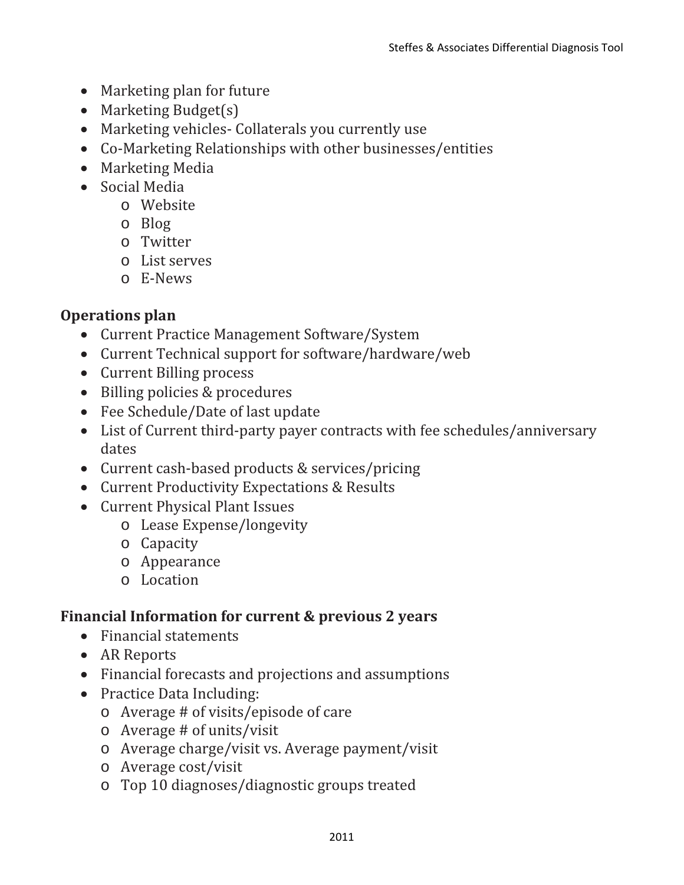- Marketing plan for future
- Marketing Budget(s)
- Marketing vehicles- Collaterals you currently use
- Co-Marketing Relationships with other businesses/entities
- Marketing Media
- Social Media
  - Website
  - Blog
  - Twitter
  - List serves
  - E-News

**Operations plan**

- Current Practice Management Software/System
- Current Technical support for software/hardware/web
- Current Billing process
- Billing policies & procedures
- Fee Schedule/Date of last update
- List of Current third-party payer contracts with fee schedules/anniversary dates
- Current cash-based products & services/pricing
- Current Productivity Expectations & Results
- Current Physical Plant Issues
  - Lease Expense/longevity
  - Capacity
  - Appearance
  - Location

**Financial Information for current & previous 2 years**

- Financial statements
- AR Reports
- Financial forecasts and projections and assumptions
- Practice Data Including:
  - Average # of visits/episode of care
  - Average # of units/visit
  - Average charge/visit vs. Average payment/visit
  - Average cost/visit
  - Top 10 diagnoses/diagnostic groups treated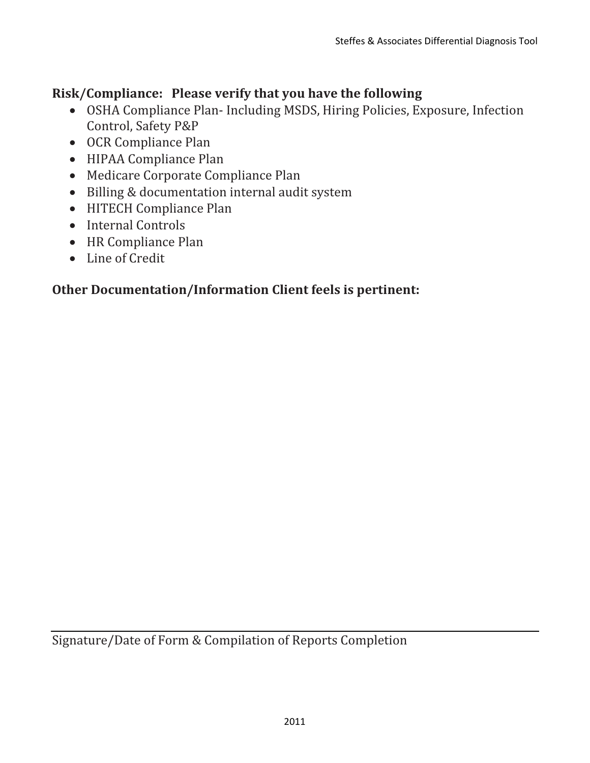**Risk/Compliance: Please verify that you have the following**

- OSHA Compliance Plan- Including MSDS, Hiring Policies, Exposure, Infection Control, Safety P&P
- OCR Compliance Plan
- HIPAA Compliance Plan
- Medicare Corporate Compliance Plan
- Billing & documentation internal audit system
- HITECH Compliance Plan
- Internal Controls
- HR Compliance Plan
- Line of Credit

**Other Documentation/Information Client feels is pertinent:**

---

Signature/Date of Form & Compilation of Reports Completion